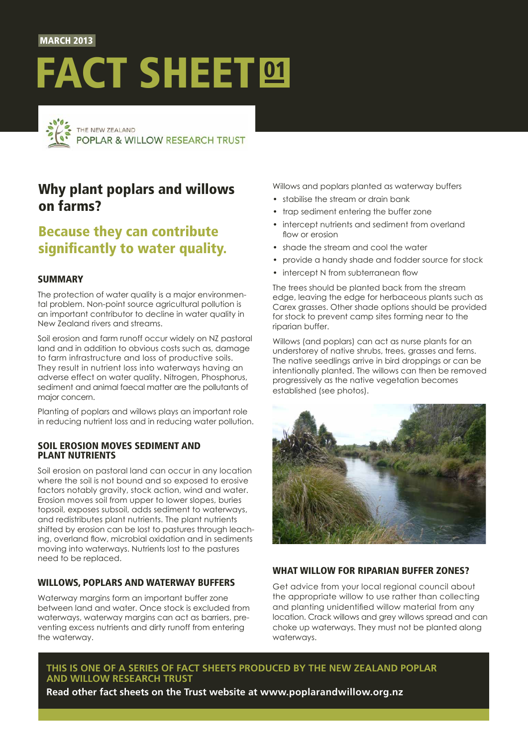MARCH 2013

# FACT SHEET 01

THE NEW ZEALAND POPLAR & WILLOW RESEARCH TRUST

## Why plant poplars and willows on farms?

## Because they can contribute significantly to water quality.

### SUMMARY

The protection of water quality is a major environmental problem. Non-point source agricultural pollution is an important contributor to decline in water quality in New Zealand rivers and streams.

Soil erosion and farm runoff occur widely on NZ pastoral land and in addition to obvious costs such as, damage to farm infrastructure and loss of productive soils. They result in nutrient loss into waterways having an adverse effect on water quality. Nitrogen, Phosphorus, sediment and animal faecal matter are the pollutants of major concern.

Planting of poplars and willows plays an important role in reducing nutrient loss and in reducing water pollution.

### SOIL EROSION MOVES SEDIMENT AND PLANT NUTRIENTS

Soil erosion on pastoral land can occur in any location where the soil is not bound and so exposed to erosive factors notably gravity, stock action, wind and water. Erosion moves soil from upper to lower slopes, buries topsoil, exposes subsoil, adds sediment to waterways, and redistributes plant nutrients. The plant nutrients shifted by erosion can be lost to pastures through leaching, overland flow, microbial oxidation and in sediments moving into waterways. Nutrients lost to the pastures need to be replaced.

### WILLOWS, POPLARS AND WATERWAY BUFFERS

Waterway margins form an important buffer zone between land and water. Once stock is excluded from waterways, waterway margins can act as barriers, preventing excess nutrients and dirty runoff from entering the waterway.

Willows and poplars planted as waterway buffers

- stabilise the stream or drain bank
- trap sediment entering the buffer zone
- intercept nutrients and sediment from overland flow or erosion
- shade the stream and cool the water
- provide a handy shade and fodder source for stock
- intercept N from subterranean flow

The trees should be planted back from the stream edge, leaving the edge for herbaceous plants such as Carex grasses. Other shade options should be provided for stock to prevent camp sites forming near to the riparian buffer.

Willows (and poplars) can act as nurse plants for an understorey of native shrubs, trees, grasses and ferns. The native seedlings arrive in bird droppings or can be intentionally planted. The willows can then be removed progressively as the native vegetation becomes established (see photos).

### WHAT WILLOW FOR RIPARIAN BUFFER ZONES?

Get advice from your local regional council about the appropriate willow to use rather than collecting and planting unidentified willow material from any location. Crack willows and grey willows spread and can choke up waterways. They must not be planted along waterways.

**THIS IS ONE OF A SERIES OF FACT SHEETS PRODUCED BY THE NEW ZEALAND POPLAR AND WILLOW RESEARCH TRUST**

**Read other fact sheets on the Trust website at www.poplarandwillow.org.nz**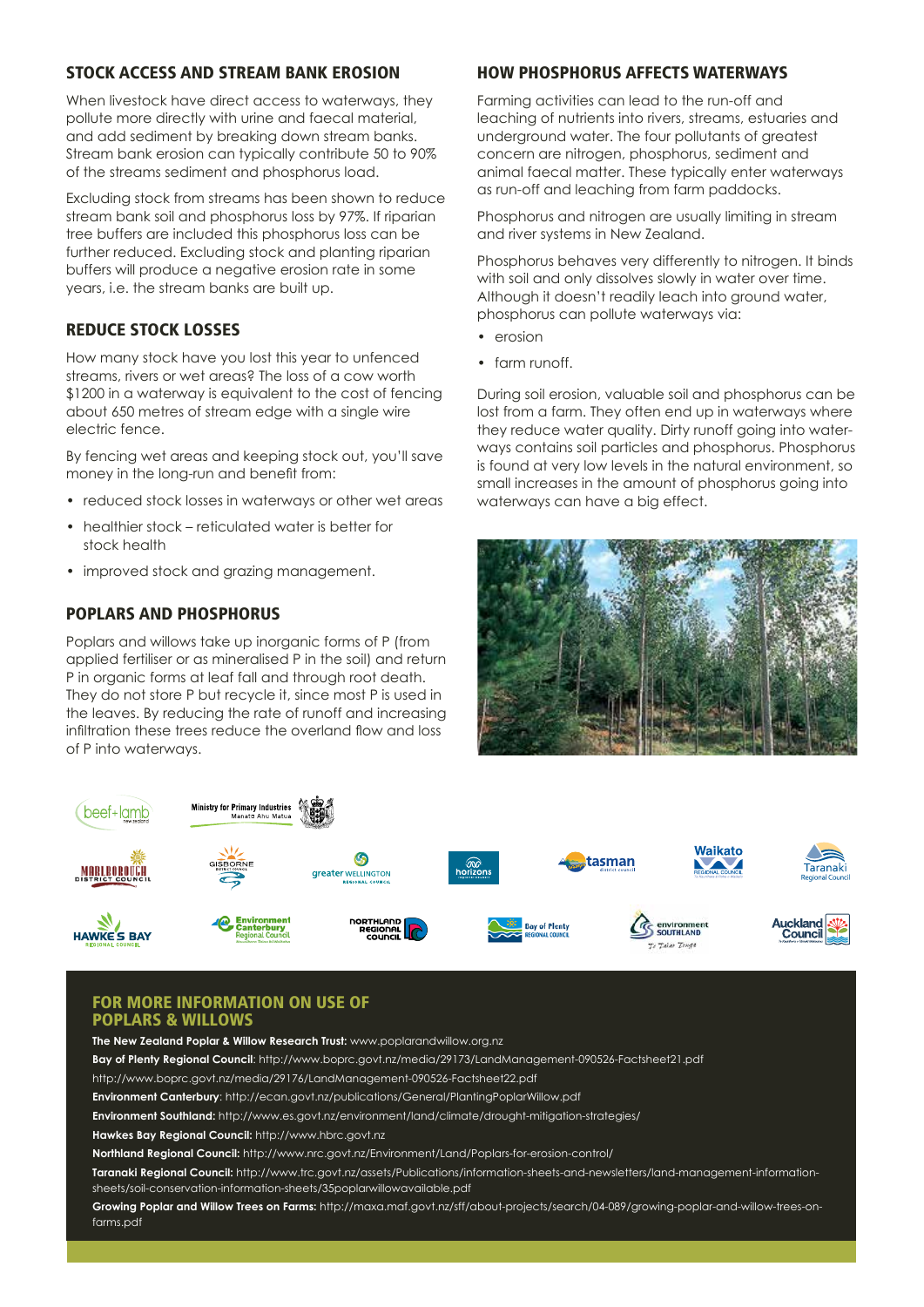## STOCK ACCESS AND STREAM BANK EROSION

When livestock have direct access to waterways, they pollute more directly with urine and faecal material, and add sediment by breaking down stream banks. Stream bank erosion can typically contribute 50 to 90% of the streams sediment and phosphorus load.

Excluding stock from streams has been shown to reduce stream bank soil and phosphorus loss by 97%. If riparian tree buffers are included this phosphorus loss can be further reduced. Excluding stock and planting riparian buffers will produce a negative erosion rate in some years, i.e. the stream banks are built up.

## REDUCE STOCK LOSSES

How many stock have you lost this year to unfenced streams, rivers or wet areas? The loss of a cow worth $1200 in a waterway is equivalent to the cost of fencing about 650 metres of stream edge with a single wire electric fence.

By fencing wet areas and keeping stock out, you'll save money in the long-run and benefit from:

- reduced stock losses in waterways or other wet areas
- healthier stock – reticulated water is better for stock health
- improved stock and grazing management.

## POPLARS AND PHOSPHORUS

Poplars and willows take up inorganic forms of P (from applied fertiliser or as mineralised P in the soil) and return P in organic forms at leaf fall and through root death. They do not store P but recycle it, since most P is used in the leaves. By reducing the rate of runoff and increasing infiltration these trees reduce the overland flow and loss of P into waterways.

## HOW PHOSPHORUS AFFECTS WATERWAYS

Farming activities can lead to the run-off and leaching of nutrients into rivers, streams, estuaries and underground water. The four pollutants of greatest concern are nitrogen, phosphorus, sediment and animal faecal matter. These typically enter waterways as run-off and leaching from farm paddocks.

Phosphorus and nitrogen are usually limiting in stream and river systems in New Zealand.

Phosphorus behaves very differently to nitrogen. It binds with soil and only dissolves slowly in water over time. Although it doesn't readily leach into ground water, phosphorus can pollute waterways via:

- erosion
- farm runoff.

During soil erosion, valuable soil and phosphorus can be lost from a farm. They often end up in waterways where they reduce water quality. Dirty runoff going into waterways contains soil particles and phosphorus. Phosphorus is found at very low levels in the natural environment, so small increases in the amount of phosphorus going into waterways can have a big effect.

## FOR MORE INFORMATION ON USE OF POPLARS & WILLOWS

**The New Zealand Poplar & Willow Research Trust:** www.poplarandwillow.org.nz

**Bay of Plenty Regional Council**: http://www.boprc.govt.nz/media/29173/LandManagement-090526-Factsheet21.pdf

http://www.boprc.govt.nz/media/29176/LandManagement-090526-Factsheet22.pdf

**Environment Canterbury**: http://ecan.govt.nz/publications/General/PlantingPoplarWillow.pdf

**Environment Southland:** http://www.es.govt.nz/environment/land/climate/drought-mitigation-strategies/

**Hawkes Bay Regional Council:** http://www.hbrc.govt.nz

**Northland Regional Council:** http://www.nrc.govt.nz/Environment/Land/Poplars-for-erosion-control/

**Taranaki Regional Council:** http://www.trc.govt.nz/assets/Publications/information-sheets-and-newsletters/land-management-information-sheets/soil-conservation-information-sheets/35poplarwillowavailable.pdf

**Growing Poplar and Willow Trees on Farms:** http://maxa.maf.govt.nz/sff/about-projects/search/04-089/growing-poplar-and-willow-trees-on-farms.pdf